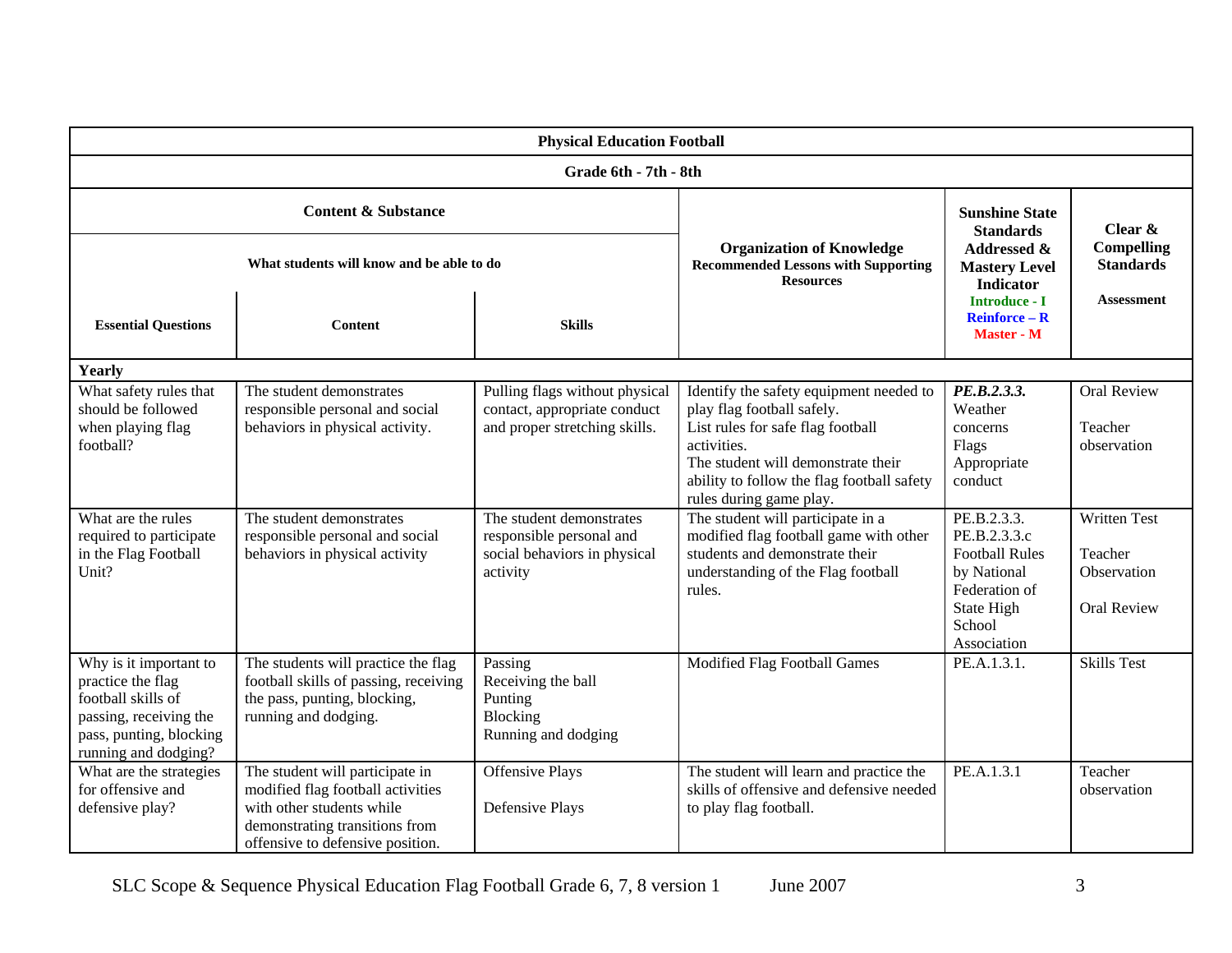| Physical Education Football | | | | | |
|---|---|---|---|---|---|
| **Grade 6th - 7th - 8th** | | | | | |
| **Content & Substance** — What students will know and be able to do | | | **Organization of Knowledge** Recommended Lessons with Supporting Resources | **Sunshine State Standards Addressed & Mastery Level Indicator** Introduce - I, Reinforce – R, Master - M | **Clear & Compelling Standards** Assessment |
| **Essential Questions** | **Content** | **Skills** | | | |
| **Yearly** | | | | | |
| What safety rules that should be followed when playing flag football? | The student demonstrates responsible personal and social behaviors in physical activity. | Pulling flags without physical contact, appropriate conduct and proper stretching skills. | Identify the safety equipment needed to play flag football safely. List rules for safe flag football activities. The student will demonstrate their ability to follow the flag football safety rules during game play. | ***PE.B.2.3.3.*** Weather concerns Flags Appropriate conduct | Oral Review<br><br>Teacher observation |
| What are the rules required to participate in the Flag Football Unit? | The student demonstrates responsible personal and social behaviors in physical activity | The student demonstrates responsible personal and social behaviors in physical activity | The student will participate in a modified flag football game with other students and demonstrate their understanding of the Flag football rules. | PE.B.2.3.3. PE.B.2.3.3.c Football Rules by National Federation of State High School Association | Written Test<br><br>Teacher Observation<br><br>Oral Review |
| Why is it important to practice the flag football skills of passing, receiving the pass, punting, blocking running and dodging? | The students will practice the flag football skills of passing, receiving the pass, punting, blocking, running and dodging. | Passing<br>Receiving the ball<br>Punting<br>Blocking<br>Running and dodging | Modified Flag Football Games | PE.A.1.3.1. | Skills Test |
| What are the strategies for offensive and defensive play? | The student will participate in modified flag football activities with other students while demonstrating transitions from offensive to defensive position. | Offensive Plays<br><br>Defensive Plays | The student will learn and practice the skills of offensive and defensive needed to play flag football. | PE.A.1.3.1 | Teacher observation |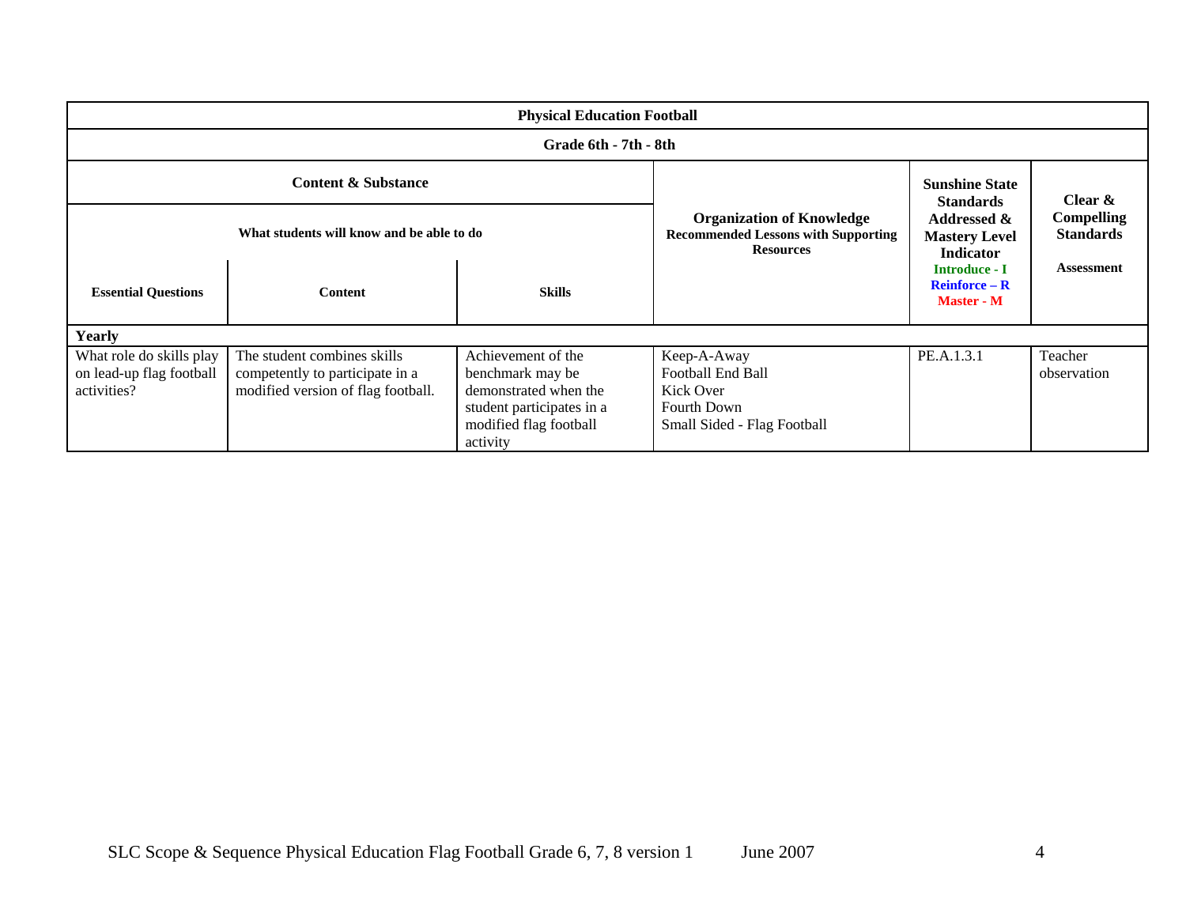| Physical Education Football | | | | | |
|---|---|---|---|---|---|
| Grade 6th - 7th - 8th | | | | | |
| Content & Substance<br>What students will know and be able to do | | | Organization of Knowledge<br>Recommended Lessons with Supporting Resources | Sunshine State Standards Addressed & Mastery Level Indicator<br>Introduce - I<br>Reinforce – R<br>Master - M | Clear & Compelling Standards<br><br>Assessment |
| Essential Questions | Content | Skills | | | |
| **Yearly** | | | | | |
| What role do skills play on lead-up flag football activities? | The student combines skills competently to participate in a modified version of flag football. | Achievement of the benchmark may be demonstrated when the student participates in a modified flag football activity | Keep-A-Away<br>Football End Ball<br>Kick Over<br>Fourth Down<br>Small Sided - Flag Football | PE.A.1.3.1 | Teacher observation |

SLC Scope & Sequence Physical Education Flag Football Grade 6, 7, 8 version 1 June 2007